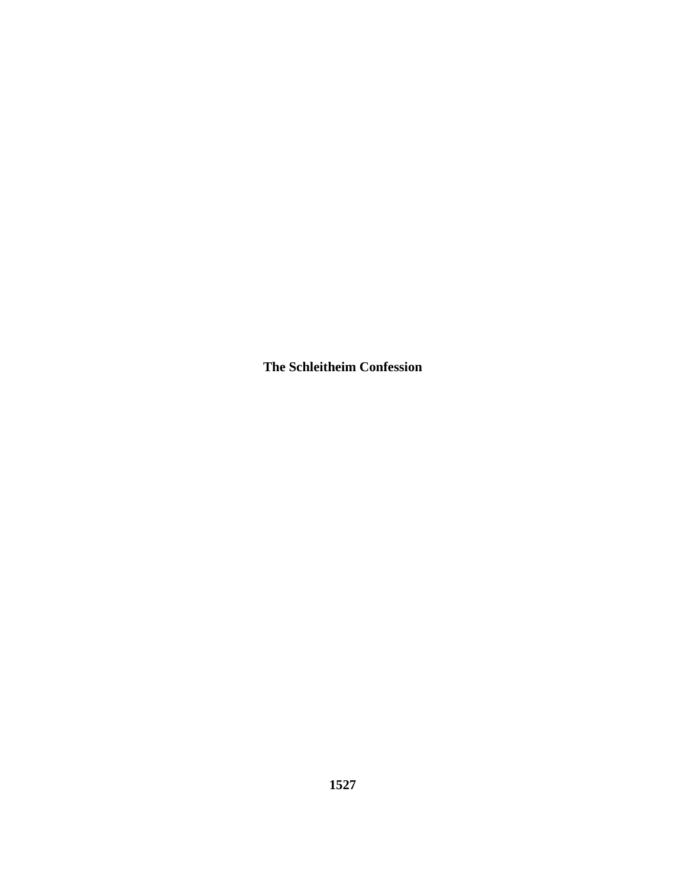**The Schleitheim Confession**

**1527**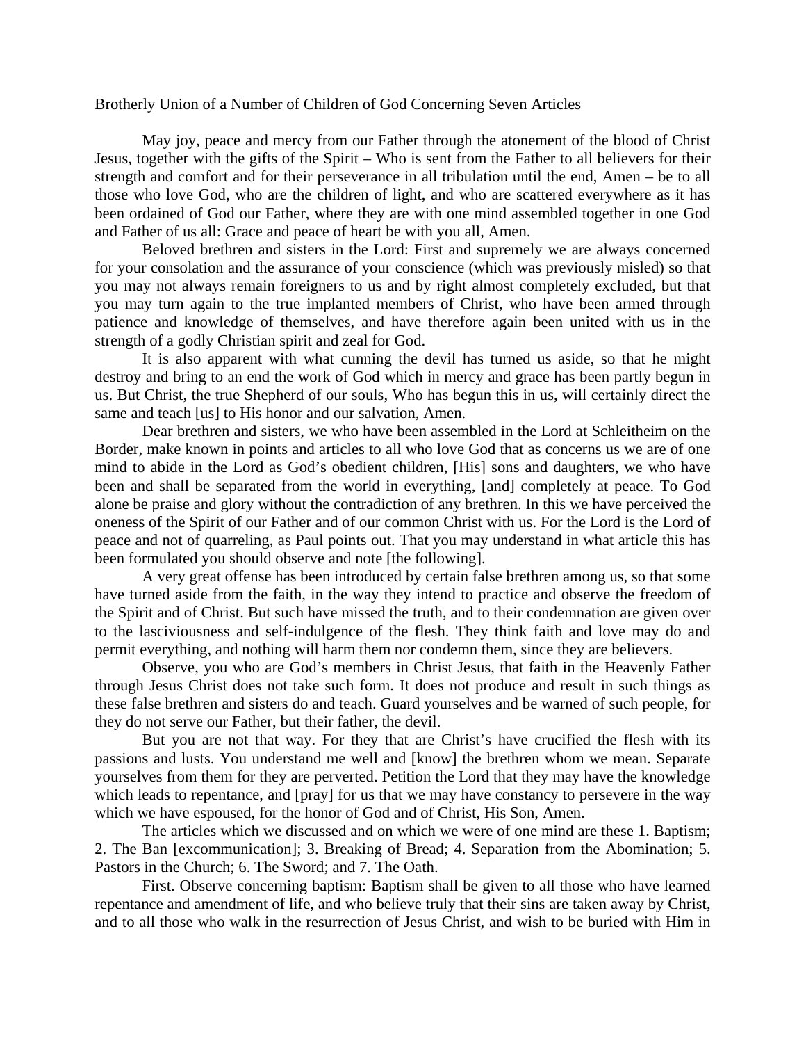Brotherly Union of a Number of Children of God Concerning Seven Articles

May joy, peace and mercy from our Father through the atonement of the blood of Christ Jesus, together with the gifts of the Spirit – Who is sent from the Father to all believers for their strength and comfort and for their perseverance in all tribulation until the end, Amen – be to all those who love God, who are the children of light, and who are scattered everywhere as it has been ordained of God our Father, where they are with one mind assembled together in one God and Father of us all: Grace and peace of heart be with you all, Amen.

Beloved brethren and sisters in the Lord: First and supremely we are always concerned for your consolation and the assurance of your conscience (which was previously misled) so that you may not always remain foreigners to us and by right almost completely excluded, but that you may turn again to the true implanted members of Christ, who have been armed through patience and knowledge of themselves, and have therefore again been united with us in the strength of a godly Christian spirit and zeal for God.

It is also apparent with what cunning the devil has turned us aside, so that he might destroy and bring to an end the work of God which in mercy and grace has been partly begun in us. But Christ, the true Shepherd of our souls, Who has begun this in us, will certainly direct the same and teach [us] to His honor and our salvation, Amen.

Dear brethren and sisters, we who have been assembled in the Lord at Schleitheim on the Border, make known in points and articles to all who love God that as concerns us we are of one mind to abide in the Lord as God's obedient children, [His] sons and daughters, we who have been and shall be separated from the world in everything, [and] completely at peace. To God alone be praise and glory without the contradiction of any brethren. In this we have perceived the oneness of the Spirit of our Father and of our common Christ with us. For the Lord is the Lord of peace and not of quarreling, as Paul points out. That you may understand in what article this has been formulated you should observe and note [the following].

A very great offense has been introduced by certain false brethren among us, so that some have turned aside from the faith, in the way they intend to practice and observe the freedom of the Spirit and of Christ. But such have missed the truth, and to their condemnation are given over to the lasciviousness and self-indulgence of the flesh. They think faith and love may do and permit everything, and nothing will harm them nor condemn them, since they are believers.

Observe, you who are God's members in Christ Jesus, that faith in the Heavenly Father through Jesus Christ does not take such form. It does not produce and result in such things as these false brethren and sisters do and teach. Guard yourselves and be warned of such people, for they do not serve our Father, but their father, the devil.

But you are not that way. For they that are Christ's have crucified the flesh with its passions and lusts. You understand me well and [know] the brethren whom we mean. Separate yourselves from them for they are perverted. Petition the Lord that they may have the knowledge which leads to repentance, and [pray] for us that we may have constancy to persevere in the way which we have espoused, for the honor of God and of Christ, His Son, Amen.

The articles which we discussed and on which we were of one mind are these 1. Baptism; 2. The Ban [excommunication]; 3. Breaking of Bread; 4. Separation from the Abomination; 5. Pastors in the Church; 6. The Sword; and 7. The Oath.

First. Observe concerning baptism: Baptism shall be given to all those who have learned repentance and amendment of life, and who believe truly that their sins are taken away by Christ, and to all those who walk in the resurrection of Jesus Christ, and wish to be buried with Him in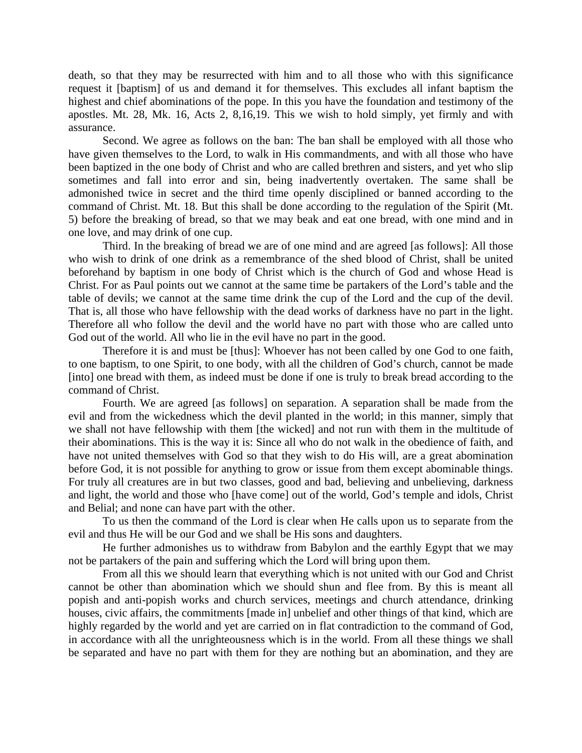death, so that they may be resurrected with him and to all those who with this significance request it [baptism] of us and demand it for themselves. This excludes all infant baptism the highest and chief abominations of the pope. In this you have the foundation and testimony of the apostles. Mt. 28, Mk. 16, Acts 2, 8,16,19. This we wish to hold simply, yet firmly and with assurance.

Second. We agree as follows on the ban: The ban shall be employed with all those who have given themselves to the Lord, to walk in His commandments, and with all those who have been baptized in the one body of Christ and who are called brethren and sisters, and yet who slip sometimes and fall into error and sin, being inadvertently overtaken. The same shall be admonished twice in secret and the third time openly disciplined or banned according to the command of Christ. Mt. 18. But this shall be done according to the regulation of the Spirit (Mt. 5) before the breaking of bread, so that we may beak and eat one bread, with one mind and in one love, and may drink of one cup.

Third. In the breaking of bread we are of one mind and are agreed [as follows]: All those who wish to drink of one drink as a remembrance of the shed blood of Christ, shall be united beforehand by baptism in one body of Christ which is the church of God and whose Head is Christ. For as Paul points out we cannot at the same time be partakers of the Lord's table and the table of devils; we cannot at the same time drink the cup of the Lord and the cup of the devil. That is, all those who have fellowship with the dead works of darkness have no part in the light. Therefore all who follow the devil and the world have no part with those who are called unto God out of the world. All who lie in the evil have no part in the good.

Therefore it is and must be [thus]: Whoever has not been called by one God to one faith, to one baptism, to one Spirit, to one body, with all the children of God's church, cannot be made [into] one bread with them, as indeed must be done if one is truly to break bread according to the command of Christ.

Fourth. We are agreed [as follows] on separation. A separation shall be made from the evil and from the wickedness which the devil planted in the world; in this manner, simply that we shall not have fellowship with them [the wicked] and not run with them in the multitude of their abominations. This is the way it is: Since all who do not walk in the obedience of faith, and have not united themselves with God so that they wish to do His will, are a great abomination before God, it is not possible for anything to grow or issue from them except abominable things. For truly all creatures are in but two classes, good and bad, believing and unbelieving, darkness and light, the world and those who [have come] out of the world, God's temple and idols, Christ and Belial; and none can have part with the other.

To us then the command of the Lord is clear when He calls upon us to separate from the evil and thus He will be our God and we shall be His sons and daughters.

He further admonishes us to withdraw from Babylon and the earthly Egypt that we may not be partakers of the pain and suffering which the Lord will bring upon them.

From all this we should learn that everything which is not united with our God and Christ cannot be other than abomination which we should shun and flee from. By this is meant all popish and anti-popish works and church services, meetings and church attendance, drinking houses, civic affairs, the commitments [made in] unbelief and other things of that kind, which are highly regarded by the world and yet are carried on in flat contradiction to the command of God, in accordance with all the unrighteousness which is in the world. From all these things we shall be separated and have no part with them for they are nothing but an abomination, and they are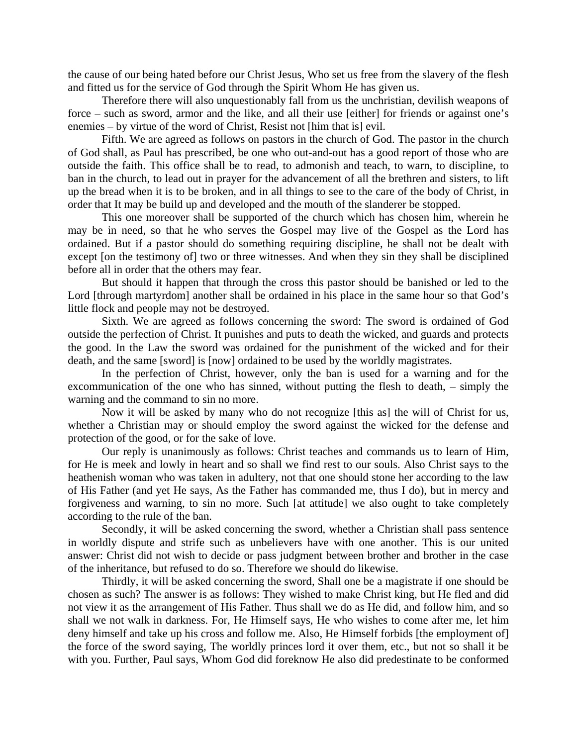the cause of our being hated before our Christ Jesus, Who set us free from the slavery of the flesh and fitted us for the service of God through the Spirit Whom He has given us.

Therefore there will also unquestionably fall from us the unchristian, devilish weapons of force – such as sword, armor and the like, and all their use [either] for friends or against one's enemies – by virtue of the word of Christ, Resist not [him that is] evil.

Fifth. We are agreed as follows on pastors in the church of God. The pastor in the church of God shall, as Paul has prescribed, be one who out-and-out has a good report of those who are outside the faith. This office shall be to read, to admonish and teach, to warn, to discipline, to ban in the church, to lead out in prayer for the advancement of all the brethren and sisters, to lift up the bread when it is to be broken, and in all things to see to the care of the body of Christ, in order that It may be build up and developed and the mouth of the slanderer be stopped.

This one moreover shall be supported of the church which has chosen him, wherein he may be in need, so that he who serves the Gospel may live of the Gospel as the Lord has ordained. But if a pastor should do something requiring discipline, he shall not be dealt with except [on the testimony of] two or three witnesses. And when they sin they shall be disciplined before all in order that the others may fear.

But should it happen that through the cross this pastor should be banished or led to the Lord [through martyrdom] another shall be ordained in his place in the same hour so that God's little flock and people may not be destroyed.

Sixth. We are agreed as follows concerning the sword: The sword is ordained of God outside the perfection of Christ. It punishes and puts to death the wicked, and guards and protects the good. In the Law the sword was ordained for the punishment of the wicked and for their death, and the same [sword] is [now] ordained to be used by the worldly magistrates.

In the perfection of Christ, however, only the ban is used for a warning and for the excommunication of the one who has sinned, without putting the flesh to death, – simply the warning and the command to sin no more.

Now it will be asked by many who do not recognize [this as] the will of Christ for us, whether a Christian may or should employ the sword against the wicked for the defense and protection of the good, or for the sake of love.

Our reply is unanimously as follows: Christ teaches and commands us to learn of Him, for He is meek and lowly in heart and so shall we find rest to our souls. Also Christ says to the heathenish woman who was taken in adultery, not that one should stone her according to the law of His Father (and yet He says, As the Father has commanded me, thus I do), but in mercy and forgiveness and warning, to sin no more. Such [at attitude] we also ought to take completely according to the rule of the ban.

Secondly, it will be asked concerning the sword, whether a Christian shall pass sentence in worldly dispute and strife such as unbelievers have with one another. This is our united answer: Christ did not wish to decide or pass judgment between brother and brother in the case of the inheritance, but refused to do so. Therefore we should do likewise.

Thirdly, it will be asked concerning the sword, Shall one be a magistrate if one should be chosen as such? The answer is as follows: They wished to make Christ king, but He fled and did not view it as the arrangement of His Father. Thus shall we do as He did, and follow him, and so shall we not walk in darkness. For, He Himself says, He who wishes to come after me, let him deny himself and take up his cross and follow me. Also, He Himself forbids [the employment of] the force of the sword saying, The worldly princes lord it over them, etc., but not so shall it be with you. Further, Paul says, Whom God did foreknow He also did predestinate to be conformed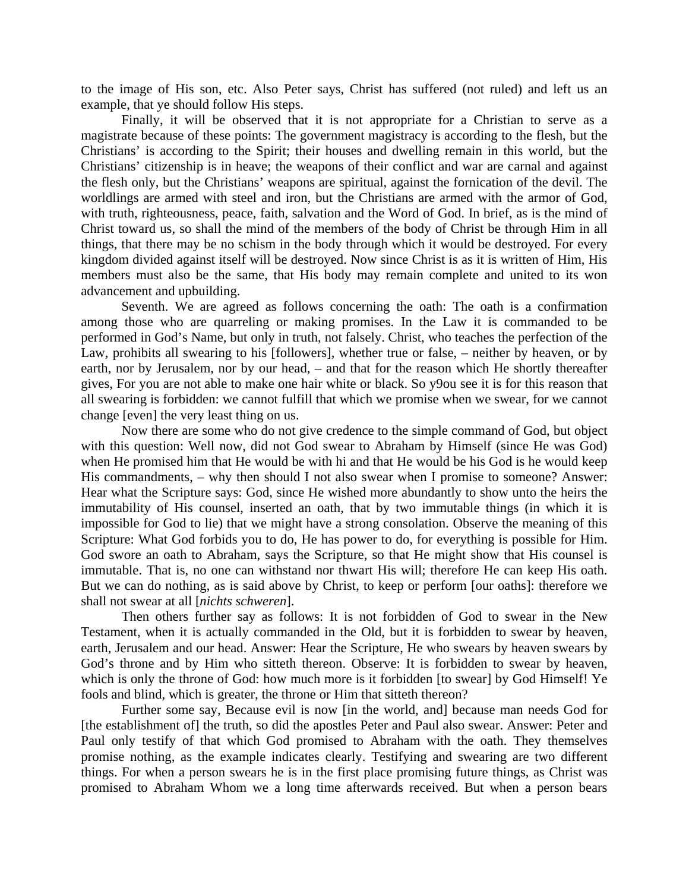to the image of His son, etc. Also Peter says, Christ has suffered (not ruled) and left us an example, that ye should follow His steps.

Finally, it will be observed that it is not appropriate for a Christian to serve as a magistrate because of these points: The government magistracy is according to the flesh, but the Christians' is according to the Spirit; their houses and dwelling remain in this world, but the Christians' citizenship is in heave; the weapons of their conflict and war are carnal and against the flesh only, but the Christians' weapons are spiritual, against the fornication of the devil. The worldlings are armed with steel and iron, but the Christians are armed with the armor of God, with truth, righteousness, peace, faith, salvation and the Word of God. In brief, as is the mind of Christ toward us, so shall the mind of the members of the body of Christ be through Him in all things, that there may be no schism in the body through which it would be destroyed. For every kingdom divided against itself will be destroyed. Now since Christ is as it is written of Him, His members must also be the same, that His body may remain complete and united to its won advancement and upbuilding.

Seventh. We are agreed as follows concerning the oath: The oath is a confirmation among those who are quarreling or making promises. In the Law it is commanded to be performed in God's Name, but only in truth, not falsely. Christ, who teaches the perfection of the Law, prohibits all swearing to his [followers], whether true or false, – neither by heaven, or by earth, nor by Jerusalem, nor by our head, – and that for the reason which He shortly thereafter gives, For you are not able to make one hair white or black. So y9ou see it is for this reason that all swearing is forbidden: we cannot fulfill that which we promise when we swear, for we cannot change [even] the very least thing on us.

Now there are some who do not give credence to the simple command of God, but object with this question: Well now, did not God swear to Abraham by Himself (since He was God) when He promised him that He would be with hi and that He would be his God is he would keep His commandments, – why then should I not also swear when I promise to someone? Answer: Hear what the Scripture says: God, since He wished more abundantly to show unto the heirs the immutability of His counsel, inserted an oath, that by two immutable things (in which it is impossible for God to lie) that we might have a strong consolation. Observe the meaning of this Scripture: What God forbids you to do, He has power to do, for everything is possible for Him. God swore an oath to Abraham, says the Scripture, so that He might show that His counsel is immutable. That is, no one can withstand nor thwart His will; therefore He can keep His oath. But we can do nothing, as is said above by Christ, to keep or perform [our oaths]: therefore we shall not swear at all [*nichts schweren*].

Then others further say as follows: It is not forbidden of God to swear in the New Testament, when it is actually commanded in the Old, but it is forbidden to swear by heaven, earth, Jerusalem and our head. Answer: Hear the Scripture, He who swears by heaven swears by God's throne and by Him who sitteth thereon. Observe: It is forbidden to swear by heaven, which is only the throne of God: how much more is it forbidden [to swear] by God Himself! Ye fools and blind, which is greater, the throne or Him that sitteth thereon?

Further some say, Because evil is now [in the world, and] because man needs God for [the establishment of] the truth, so did the apostles Peter and Paul also swear. Answer: Peter and Paul only testify of that which God promised to Abraham with the oath. They themselves promise nothing, as the example indicates clearly. Testifying and swearing are two different things. For when a person swears he is in the first place promising future things, as Christ was promised to Abraham Whom we a long time afterwards received. But when a person bears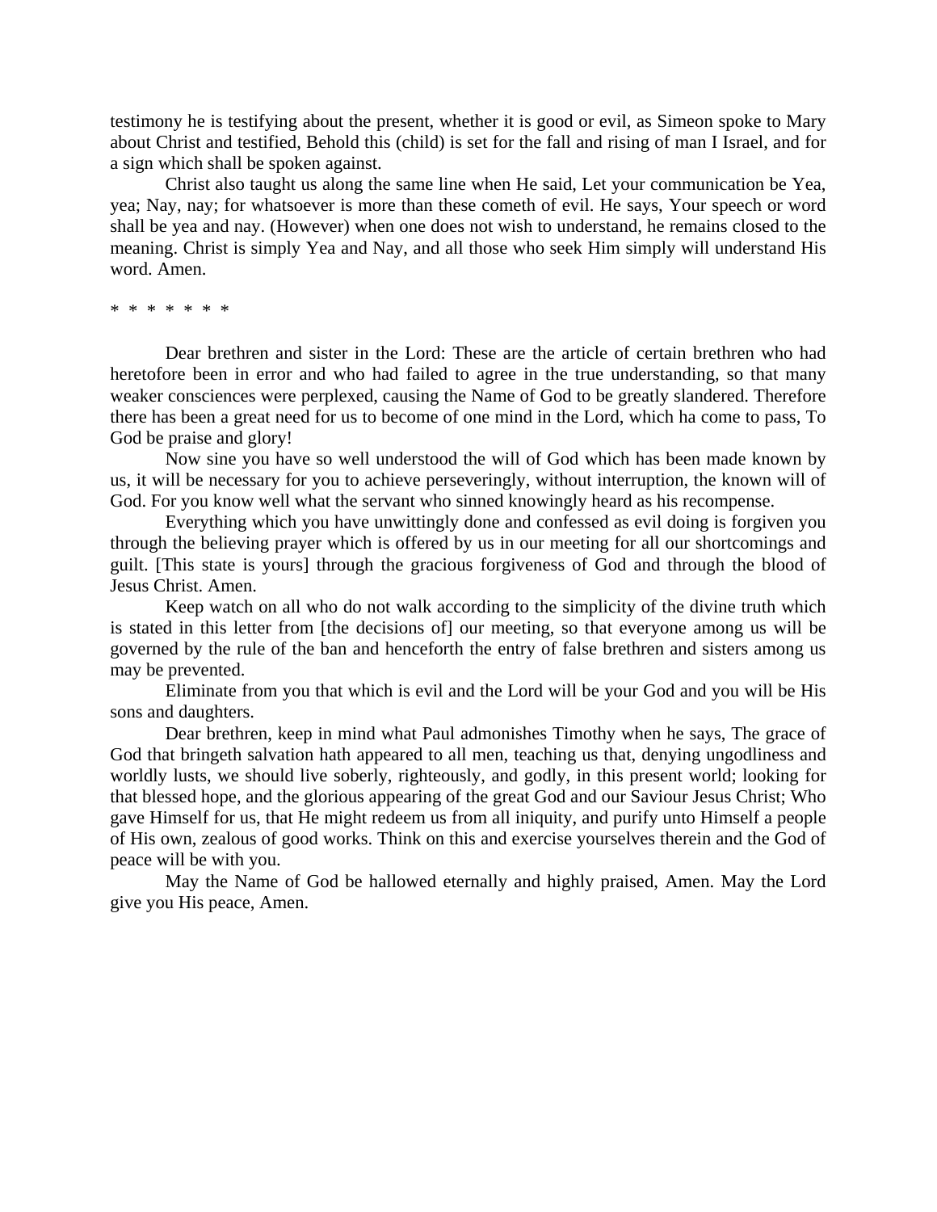testimony he is testifying about the present, whether it is good or evil, as Simeon spoke to Mary about Christ and testified, Behold this (child) is set for the fall and rising of man I Israel, and for a sign which shall be spoken against.

Christ also taught us along the same line when He said, Let your communication be Yea, yea; Nay, nay; for whatsoever is more than these cometh of evil. He says, Your speech or word shall be yea and nay. (However) when one does not wish to understand, he remains closed to the meaning. Christ is simply Yea and Nay, and all those who seek Him simply will understand His word. Amen.

\* \* \* \* \* \* \*

Dear brethren and sister in the Lord: These are the article of certain brethren who had heretofore been in error and who had failed to agree in the true understanding, so that many weaker consciences were perplexed, causing the Name of God to be greatly slandered. Therefore there has been a great need for us to become of one mind in the Lord, which ha come to pass, To God be praise and glory!

Now sine you have so well understood the will of God which has been made known by us, it will be necessary for you to achieve perseveringly, without interruption, the known will of God. For you know well what the servant who sinned knowingly heard as his recompense.

Everything which you have unwittingly done and confessed as evil doing is forgiven you through the believing prayer which is offered by us in our meeting for all our shortcomings and guilt. [This state is yours] through the gracious forgiveness of God and through the blood of Jesus Christ. Amen.

Keep watch on all who do not walk according to the simplicity of the divine truth which is stated in this letter from [the decisions of] our meeting, so that everyone among us will be governed by the rule of the ban and henceforth the entry of false brethren and sisters among us may be prevented.

Eliminate from you that which is evil and the Lord will be your God and you will be His sons and daughters.

Dear brethren, keep in mind what Paul admonishes Timothy when he says, The grace of God that bringeth salvation hath appeared to all men, teaching us that, denying ungodliness and worldly lusts, we should live soberly, righteously, and godly, in this present world; looking for that blessed hope, and the glorious appearing of the great God and our Saviour Jesus Christ; Who gave Himself for us, that He might redeem us from all iniquity, and purify unto Himself a people of His own, zealous of good works. Think on this and exercise yourselves therein and the God of peace will be with you.

May the Name of God be hallowed eternally and highly praised, Amen. May the Lord give you His peace, Amen.